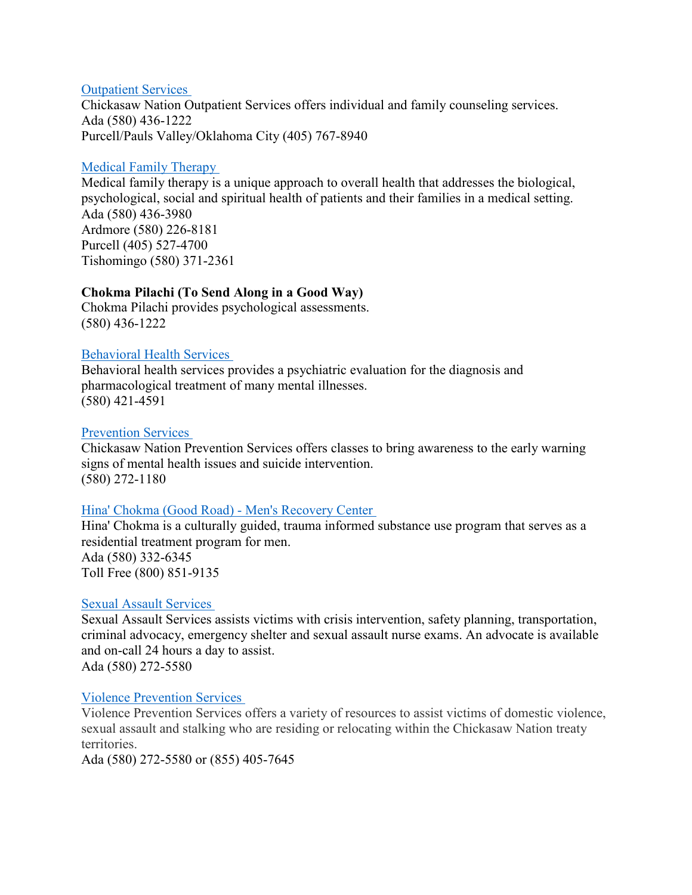[Outpatient Services]
Chickasaw Nation Outpatient Services offers individual and family counseling services.
Ada (580) 436-1222
Purcell/Pauls Valley/Oklahoma City (405) 767-8940

[Medical Family Therapy]
Medical family therapy is a unique approach to overall health that addresses the biological, psychological, social and spiritual health of patients and their families in a medical setting.
Ada (580) 436-3980
Ardmore (580) 226-8181
Purcell (405) 527-4700
Tishomingo (580) 371-2361

**Chokma Pilachi (To Send Along in a Good Way)**
Chokma Pilachi provides psychological assessments.
(580) 436-1222

[Behavioral Health Services]
Behavioral health services provides a psychiatric evaluation for the diagnosis and pharmacological treatment of many mental illnesses.
(580) 421-4591

[Prevention Services]
Chickasaw Nation Prevention Services offers classes to bring awareness to the early warning signs of mental health issues and suicide intervention.
(580) 272-1180

[Hina' Chokma (Good Road) - Men's Recovery Center]
Hina' Chokma is a culturally guided, trauma informed substance use program that serves as a residential treatment program for men.
Ada (580) 332-6345
Toll Free (800) 851-9135

[Sexual Assault Services]
Sexual Assault Services assists victims with crisis intervention, safety planning, transportation, criminal advocacy, emergency shelter and sexual assault nurse exams. An advocate is available and on-call 24 hours a day to assist.
Ada (580) 272-5580

[Violence Prevention Services]
Violence Prevention Services offers a variety of resources to assist victims of domestic violence, sexual assault and stalking who are residing or relocating within the Chickasaw Nation treaty territories.
Ada (580) 272-5580 or (855) 405-7645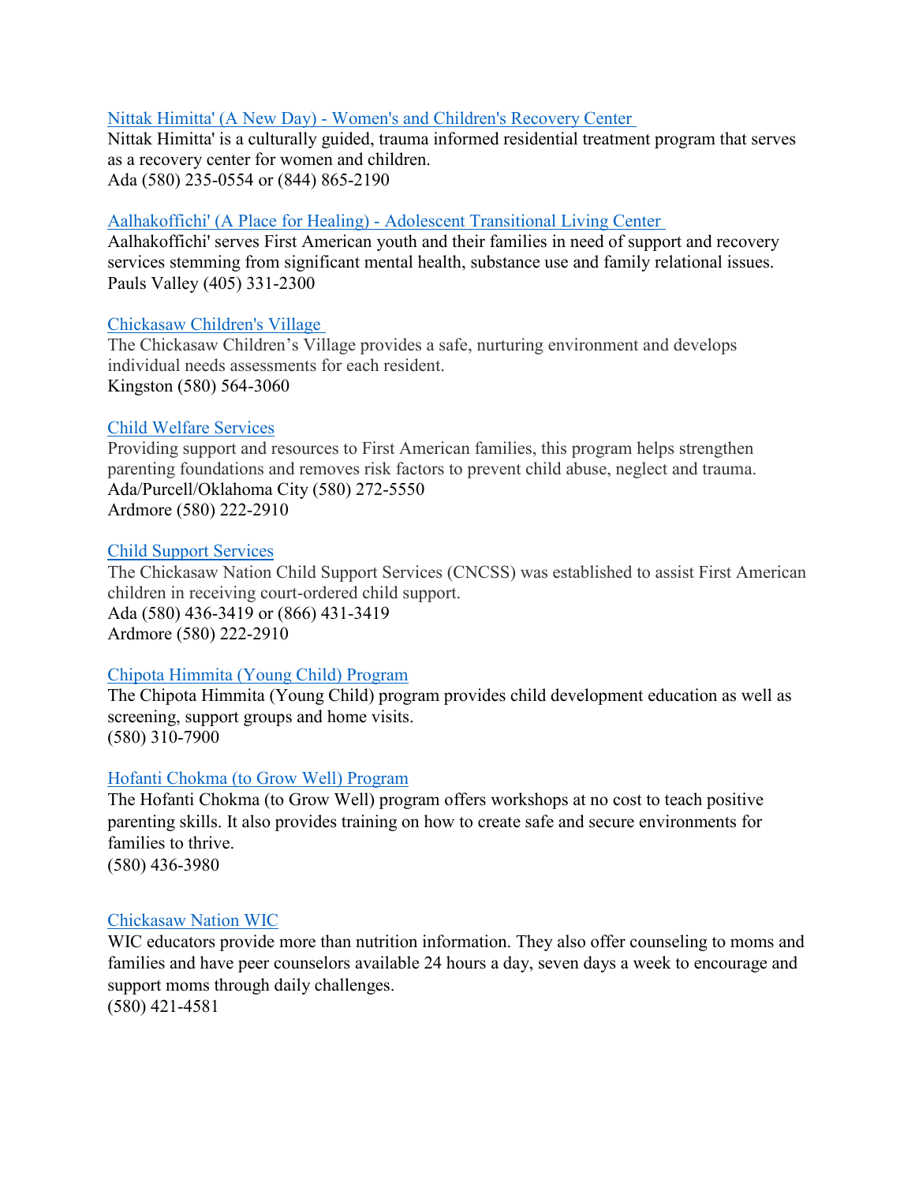Nittak Himitta' (A New Day) - Women's and Children's Recovery Center

Nittak Himitta' is a culturally guided, trauma informed residential treatment program that serves as a recovery center for women and children.
Ada (580) 235-0554 or (844) 865-2190

Aalhakoffichi' (A Place for Healing) - Adolescent Transitional Living Center

Aalhakoffichi' serves First American youth and their families in need of support and recovery services stemming from significant mental health, substance use and family relational issues.
Pauls Valley (405) 331-2300

Chickasaw Children's Village

The Chickasaw Children's Village provides a safe, nurturing environment and develops individual needs assessments for each resident.
Kingston (580) 564-3060

Child Welfare Services

Providing support and resources to First American families, this program helps strengthen parenting foundations and removes risk factors to prevent child abuse, neglect and trauma.
Ada/Purcell/Oklahoma City (580) 272-5550
Ardmore (580) 222-2910

Child Support Services

The Chickasaw Nation Child Support Services (CNCSS) was established to assist First American children in receiving court-ordered child support.
Ada (580) 436-3419 or (866) 431-3419
Ardmore (580) 222-2910

Chipota Himmita (Young Child) Program

The Chipota Himmita (Young Child) program provides child development education as well as screening, support groups and home visits.
(580) 310-7900

Hofanti Chokma (to Grow Well) Program

The Hofanti Chokma (to Grow Well) program offers workshops at no cost to teach positive parenting skills. It also provides training on how to create safe and secure environments for families to thrive.
(580) 436-3980

Chickasaw Nation WIC

WIC educators provide more than nutrition information. They also offer counseling to moms and families and have peer counselors available 24 hours a day, seven days a week to encourage and support moms through daily challenges.
(580) 421-4581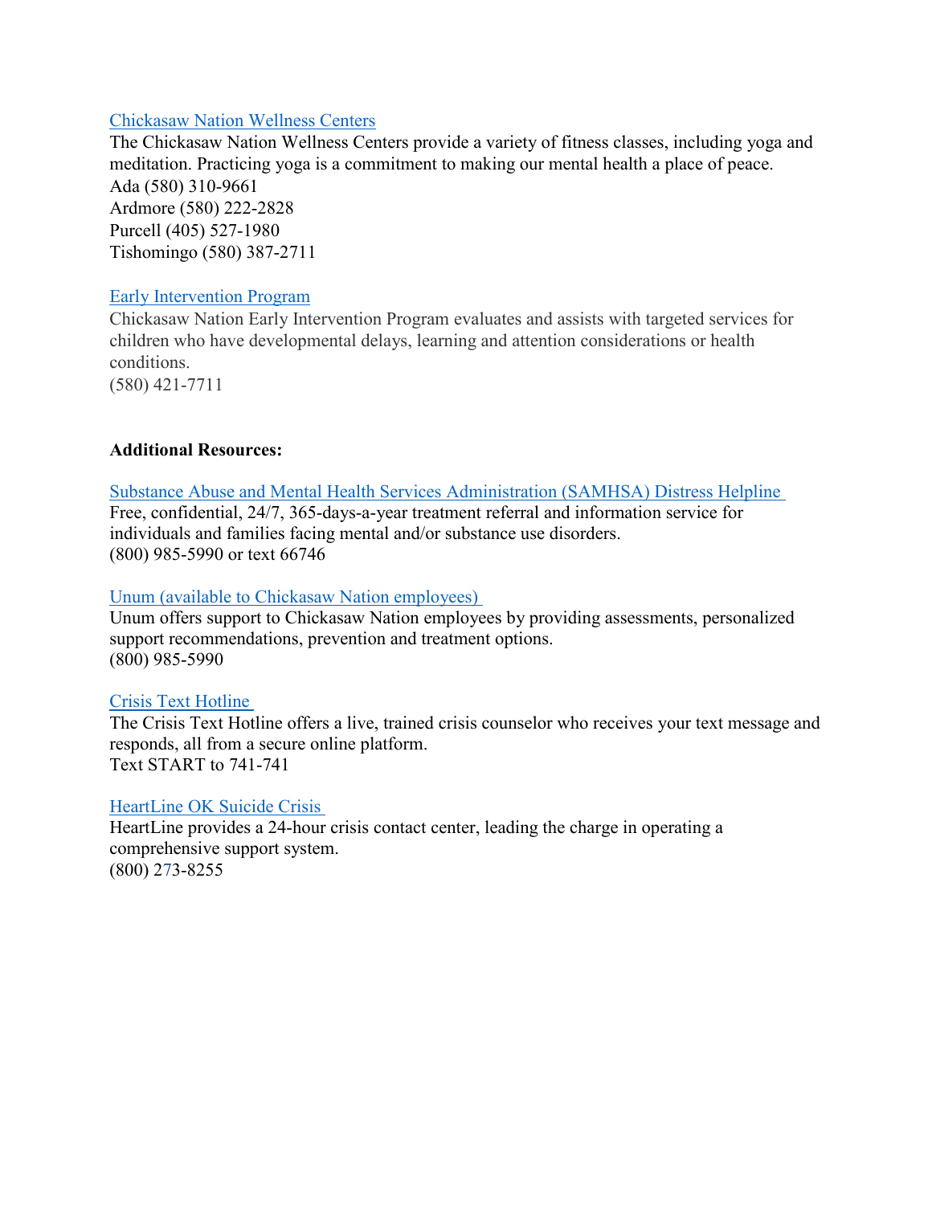Chickasaw Nation Wellness Centers

The Chickasaw Nation Wellness Centers provide a variety of fitness classes, including yoga and meditation. Practicing yoga is a commitment to making our mental health a place of peace.
Ada (580) 310-9661
Ardmore (580) 222-2828
Purcell (405) 527-1980
Tishomingo (580) 387-2711

Early Intervention Program

Chickasaw Nation Early Intervention Program evaluates and assists with targeted services for children who have developmental delays, learning and attention considerations or health conditions.
(580) 421-7711

**Additional Resources:**

Substance Abuse and Mental Health Services Administration (SAMHSA) Distress Helpline

Free, confidential, 24/7, 365-days-a-year treatment referral and information service for individuals and families facing mental and/or substance use disorders.
(800) 985-5990 or text 66746

Unum (available to Chickasaw Nation employees)

Unum offers support to Chickasaw Nation employees by providing assessments, personalized support recommendations, prevention and treatment options.
(800) 985-5990

Crisis Text Hotline

The Crisis Text Hotline offers a live, trained crisis counselor who receives your text message and responds, all from a secure online platform.
Text START to 741-741

HeartLine OK Suicide Crisis

HeartLine provides a 24-hour crisis contact center, leading the charge in operating a comprehensive support system.
(800) 273-8255